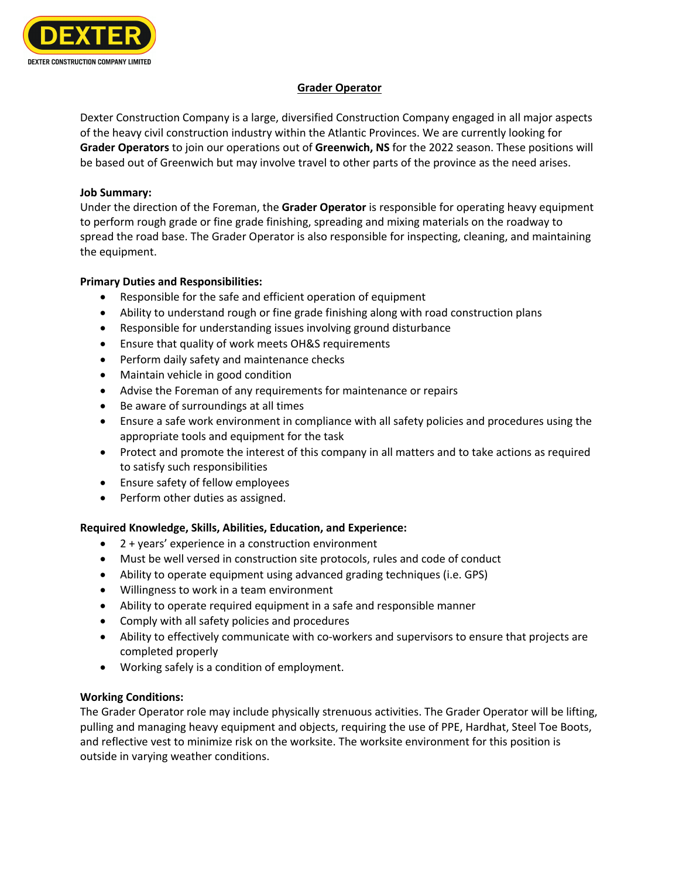DEXTER

DEXTER CONSTRUCTION COMPANY LIMITED

# Grader Operator

Dexter Construction Company is a large, diversified Construction Company engaged in all major aspects of the heavy civil construction industry within the Atlantic Provinces. We are currently looking for **Grader Operators** to join our operations out of **Greenwich, NS** for the 2022 season. These positions will be based out of Greenwich but may involve travel to other parts of the province as the need arises.

**Job Summary:**

Under the direction of the Foreman, the **Grader Operator** is responsible for operating heavy equipment to perform rough grade or fine grade finishing, spreading and mixing materials on the roadway to spread the road base. The Grader Operator is also responsible for inspecting, cleaning, and maintaining the equipment.

**Primary Duties and Responsibilities:**

- Responsible for the safe and efficient operation of equipment
- Ability to understand rough or fine grade finishing along with road construction plans
- Responsible for understanding issues involving ground disturbance
- Ensure that quality of work meets OH&S requirements
- Perform daily safety and maintenance checks
- Maintain vehicle in good condition
- Advise the Foreman of any requirements for maintenance or repairs
- Be aware of surroundings at all times
- Ensure a safe work environment in compliance with all safety policies and procedures using the appropriate tools and equipment for the task
- Protect and promote the interest of this company in all matters and to take actions as required to satisfy such responsibilities
- Ensure safety of fellow employees
- Perform other duties as assigned.

**Required Knowledge, Skills, Abilities, Education, and Experience:**

- 2 + years' experience in a construction environment
- Must be well versed in construction site protocols, rules and code of conduct
- Ability to operate equipment using advanced grading techniques (i.e. GPS)
- Willingness to work in a team environment
- Ability to operate required equipment in a safe and responsible manner
- Comply with all safety policies and procedures
- Ability to effectively communicate with co-workers and supervisors to ensure that projects are completed properly
- Working safely is a condition of employment.

**Working Conditions:**

The Grader Operator role may include physically strenuous activities. The Grader Operator will be lifting, pulling and managing heavy equipment and objects, requiring the use of PPE, Hardhat, Steel Toe Boots, and reflective vest to minimize risk on the worksite. The worksite environment for this position is outside in varying weather conditions.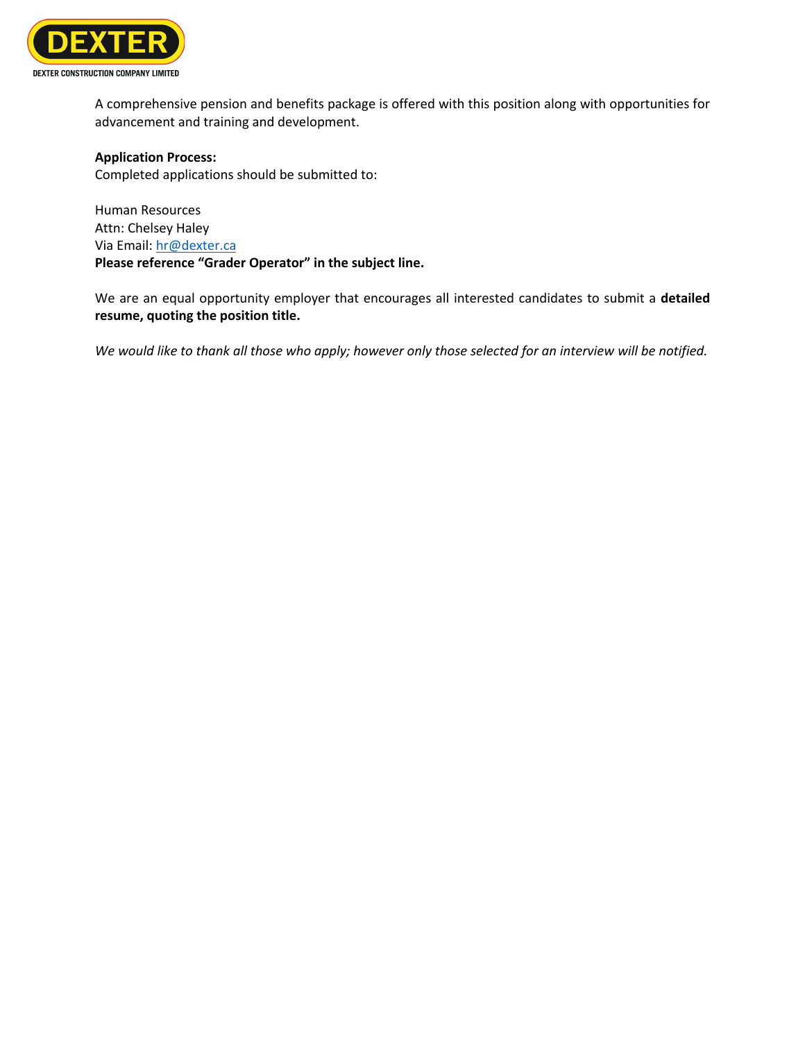A comprehensive pension and benefits package is offered with this position along with opportunities for advancement and training and development.

**Application Process:**
Completed applications should be submitted to:

Human Resources
Attn: Chelsey Haley
Via Email: hr@dexter.ca
**Please reference "Grader Operator" in the subject line.**

We are an equal opportunity employer that encourages all interested candidates to submit a **detailed resume, quoting the position title.**

*We would like to thank all those who apply; however only those selected for an interview will be notified.*